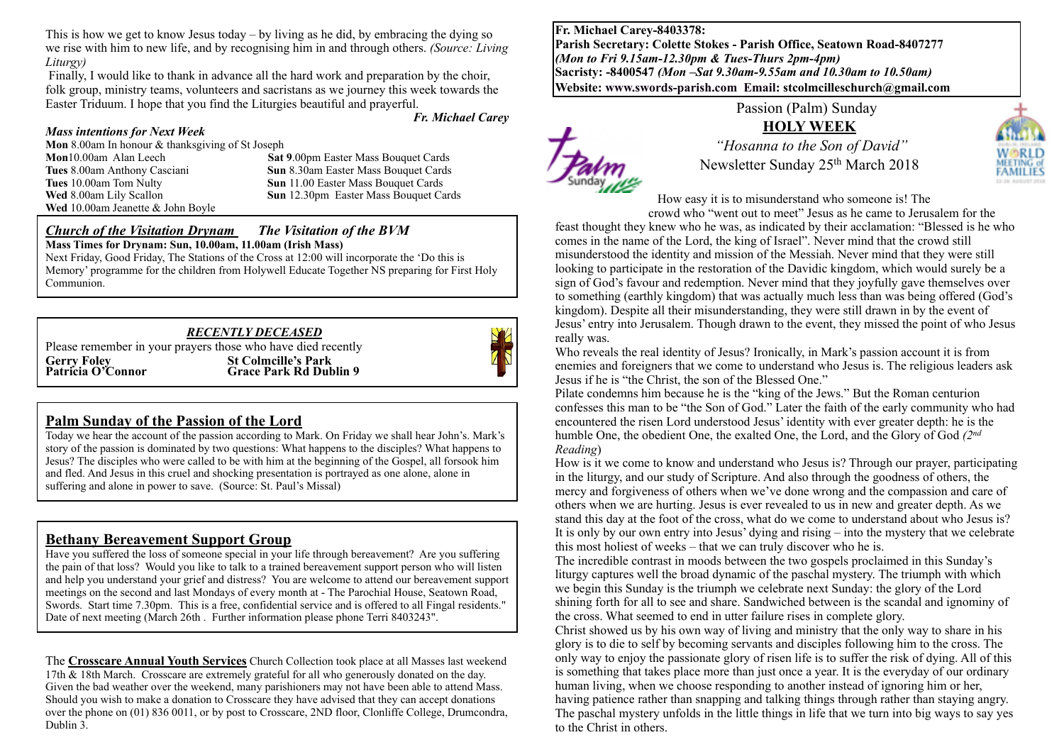This is how we get to know Jesus today – by living as he did, by embracing the dying so we rise with him to new life, and by recognising him in and through others. *(Source: Living Liturgy)*

Finally, I would like to thank in advance all the hard work and preparation by the choir, folk group, ministry teams, volunteers and sacristans as we journey this week towards the Easter Triduum. I hope that you find the Liturgies beautiful and prayerful.

***Fr. Michael Carey***

### *Mass intentions for Next Week*

**Mon** 8.00am In honour & thanksgiving of St Joseph
**Mon**10.00am Alan Leech
**Tues** 8.00am Anthony Casciani
**Tues** 10.00am Tom Nulty
**Wed** 8.00am Lily Scallon
**Wed** 10.00am Jeanette & John Boyle
**Sat 9**.00pm Easter Mass Bouquet Cards
**Sun** 8.30am Easter Mass Bouquet Cards
**Sun** 11.00 Easter Mass Bouquet Cards
**Sun** 12.30pm Easter Mass Bouquet Cards

## *Church of the Visitation Drynam* *The Visitation of the BVM*

**Mass Times for Drynam: Sun, 10.00am, 11.00am (Irish Mass)**

Next Friday, Good Friday, The Stations of the Cross at 12:00 will incorporate the 'Do this is Memory' programme for the children from Holywell Educate Together NS preparing for First Holy Communion.

## *RECENTLY DECEASED*

Please remember in your prayers those who have died recently

**Gerry Foley** **St Colmcille's Park**
**Patricia O'Connor** **Grace Park Rd Dublin 9**

## Palm Sunday of the Passion of the Lord

Today we hear the account of the passion according to Mark. On Friday we shall hear John's. Mark's story of the passion is dominated by two questions: What happens to the disciples? What happens to Jesus? The disciples who were called to be with him at the beginning of the Gospel, all forsook him and fled. And Jesus in this cruel and shocking presentation is portrayed as one alone, alone in suffering and alone in power to save. (Source: St. Paul's Missal)

## Bethany Bereavement Support Group

Have you suffered the loss of someone special in your life through bereavement? Are you suffering the pain of that loss? Would you like to talk to a trained bereavement support person who will listen and help you understand your grief and distress? You are welcome to attend our bereavement support meetings on the second and last Mondays of every month at - The Parochial House, Seatown Road, Swords. Start time 7.30pm. This is a free, confidential service and is offered to all Fingal residents." Date of next meeting (March 26th . Further information please phone Terri 8403243".

The **Crosscare Annual Youth Services** Church Collection took place at all Masses last weekend 17th & 18th March. Crosscare are extremely grateful for all who generously donated on the day. Given the bad weather over the weekend, many parishioners may not have been able to attend Mass. Should you wish to make a donation to Crosscare they have advised that they can accept donations over the phone on (01) 836 0011, or by post to Crosscare, 2ND floor, Clonliffe College, Drumcondra, Dublin 3.

**Fr. Michael Carey-8403378:**
**Parish Secretary: Colette Stokes - Parish Office, Seatown Road-8407277**
***(Mon to Fri 9.15am-12.30pm & Tues-Thurs 2pm-4pm)***
**Sacristy: -8400547 *(Mon –Sat 9.30am-9.55am and 10.30am to 10.50am)***
**Website: www.swords-parish.com Email: stcolmcilleschurch@gmail.com**

# Passion (Palm) Sunday

## HOLY WEEK

*"Hosanna to the Son of David"*

Newsletter Sunday 25th March 2018

How easy it is to misunderstand who someone is! The crowd who "went out to meet" Jesus as he came to Jerusalem for the feast thought they knew who he was, as indicated by their acclamation: "Blessed is he who comes in the name of the Lord, the king of Israel". Never mind that the crowd still misunderstood the identity and mission of the Messiah. Never mind that they were still looking to participate in the restoration of the Davidic kingdom, which would surely be a sign of God's favour and redemption. Never mind that they joyfully gave themselves over to something (earthly kingdom) that was actually much less than was being offered (God's kingdom). Despite all their misunderstanding, they were still drawn in by the event of Jesus' entry into Jerusalem. Though drawn to the event, they missed the point of who Jesus really was.

Who reveals the real identity of Jesus? Ironically, in Mark's passion account it is from enemies and foreigners that we come to understand who Jesus is. The religious leaders ask Jesus if he is "the Christ, the son of the Blessed One."

Pilate condemns him because he is the "king of the Jews." But the Roman centurion confesses this man to be "the Son of God." Later the faith of the early community who had encountered the risen Lord understood Jesus' identity with ever greater depth: he is the humble One, the obedient One, the exalted One, the Lord, and the Glory of God *(2nd Reading*)

How is it we come to know and understand who Jesus is? Through our prayer, participating in the liturgy, and our study of Scripture. And also through the goodness of others, the mercy and forgiveness of others when we've done wrong and the compassion and care of others when we are hurting. Jesus is ever revealed to us in new and greater depth. As we stand this day at the foot of the cross, what do we come to understand about who Jesus is? It is only by our own entry into Jesus' dying and rising – into the mystery that we celebrate this most holiest of weeks – that we can truly discover who he is.

The incredible contrast in moods between the two gospels proclaimed in this Sunday's liturgy captures well the broad dynamic of the paschal mystery. The triumph with which we begin this Sunday is the triumph we celebrate next Sunday: the glory of the Lord shining forth for all to see and share. Sandwiched between is the scandal and ignominy of the cross. What seemed to end in utter failure rises in complete glory.

Christ showed us by his own way of living and ministry that the only way to share in his glory is to die to self by becoming servants and disciples following him to the cross. The only way to enjoy the passionate glory of risen life is to suffer the risk of dying. All of this is something that takes place more than just once a year. It is the everyday of our ordinary human living, when we choose responding to another instead of ignoring him or her, having patience rather than snapping and talking things through rather than staying angry. The paschal mystery unfolds in the little things in life that we turn into big ways to say yes to the Christ in others.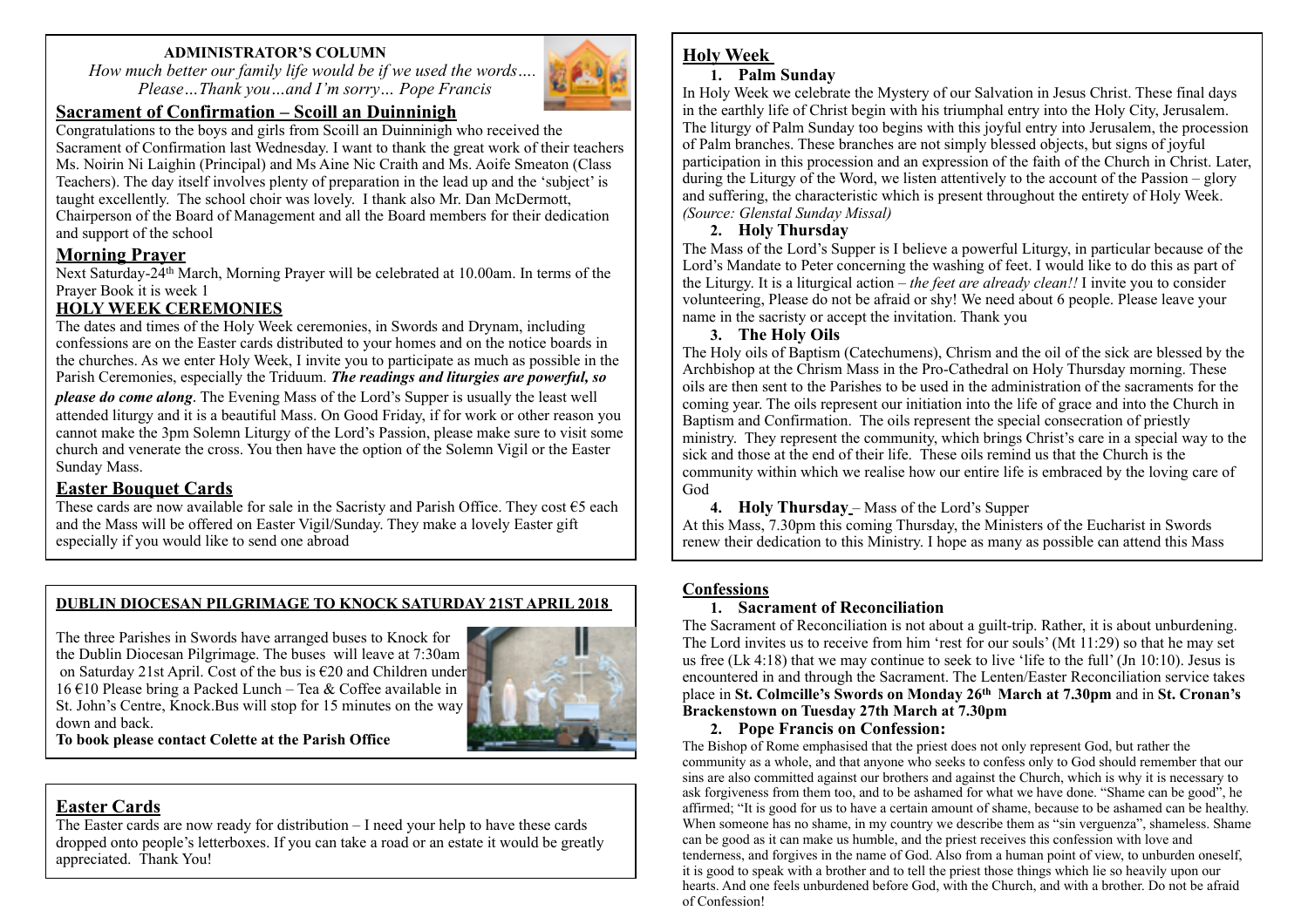**ADMINISTRATOR'S COLUMN**

*How much better our family life would be if we used the words…. Please…Thank you…and I'm sorry… Pope Francis*

## Sacrament of Confirmation – Scoill an Duinninigh

Congratulations to the boys and girls from Scoill an Duinninigh who received the Sacrament of Confirmation last Wednesday. I want to thank the great work of their teachers Ms. Noirin Ni Laighin (Principal) and Ms Aine Nic Craith and Ms. Aoife Smeaton (Class Teachers). The day itself involves plenty of preparation in the lead up and the 'subject' is taught excellently. The school choir was lovely. I thank also Mr. Dan McDermott, Chairperson of the Board of Management and all the Board members for their dedication and support of the school

## Morning Prayer

Next Saturday-24th March, Morning Prayer will be celebrated at 10.00am. In terms of the Prayer Book it is week 1

## HOLY WEEK CEREMONIES

The dates and times of the Holy Week ceremonies, in Swords and Drynam, including confessions are on the Easter cards distributed to your homes and on the notice boards in the churches. As we enter Holy Week, I invite you to participate as much as possible in the Parish Ceremonies, especially the Triduum. ***The readings and liturgies are powerful, so please do come along***. The Evening Mass of the Lord's Supper is usually the least well attended liturgy and it is a beautiful Mass. On Good Friday, if for work or other reason you cannot make the 3pm Solemn Liturgy of the Lord's Passion, please make sure to visit some church and venerate the cross. You then have the option of the Solemn Vigil or the Easter Sunday Mass.

## Easter Bouquet Cards

These cards are now available for sale in the Sacristy and Parish Office. They cost €5 each and the Mass will be offered on Easter Vigil/Sunday. They make a lovely Easter gift especially if you would like to send one abroad

## DUBLIN DIOCESAN PILGRIMAGE TO KNOCK SATURDAY 21ST APRIL 2018

The three Parishes in Swords have arranged buses to Knock for the Dublin Diocesan Pilgrimage. The buses will leave at 7:30am on Saturday 21st April. Cost of the bus is €20 and Children under 16 €10 Please bring a Packed Lunch – Tea & Coffee available in St. John's Centre, Knock.Bus will stop for 15 minutes on the way down and back.

**To book please contact Colette at the Parish Office**

## Easter Cards

The Easter cards are now ready for distribution – I need your help to have these cards dropped onto people's letterboxes. If you can take a road or an estate it would be greatly appreciated. Thank You!

## Holy Week

### 1. Palm Sunday

In Holy Week we celebrate the Mystery of our Salvation in Jesus Christ. These final days in the earthly life of Christ begin with his triumphal entry into the Holy City, Jerusalem. The liturgy of Palm Sunday too begins with this joyful entry into Jerusalem, the procession of Palm branches. These branches are not simply blessed objects, but signs of joyful participation in this procession and an expression of the faith of the Church in Christ. Later, during the Liturgy of the Word, we listen attentively to the account of the Passion – glory and suffering, the characteristic which is present throughout the entirety of Holy Week. *(Source: Glenstal Sunday Missal)*

### 2. Holy Thursday

The Mass of the Lord's Supper is I believe a powerful Liturgy, in particular because of the Lord's Mandate to Peter concerning the washing of feet. I would like to do this as part of the Liturgy. It is a liturgical action – *the feet are already clean!!* I invite you to consider volunteering, Please do not be afraid or shy! We need about 6 people. Please leave your name in the sacristy or accept the invitation. Thank you

### 3. The Holy Oils

The Holy oils of Baptism (Catechumens), Chrism and the oil of the sick are blessed by the Archbishop at the Chrism Mass in the Pro-Cathedral on Holy Thursday morning. These oils are then sent to the Parishes to be used in the administration of the sacraments for the coming year. The oils represent our initiation into the life of grace and into the Church in Baptism and Confirmation. The oils represent the special consecration of priestly ministry. They represent the community, which brings Christ's care in a special way to the sick and those at the end of their life. These oils remind us that the Church is the community within which we realise how our entire life is embraced by the loving care of God

### 4. Holy Thursday – Mass of the Lord's Supper

At this Mass, 7.30pm this coming Thursday, the Ministers of the Eucharist in Swords renew their dedication to this Ministry. I hope as many as possible can attend this Mass

## Confessions

### 1. Sacrament of Reconciliation

The Sacrament of Reconciliation is not about a guilt-trip. Rather, it is about unburdening. The Lord invites us to receive from him 'rest for our souls' (Mt 11:29) so that he may set us free (Lk 4:18) that we may continue to seek to live 'life to the full' (Jn 10:10). Jesus is encountered in and through the Sacrament. The Lenten/Easter Reconciliation service takes place in **St. Colmcille's Swords on Monday 26th March at 7.30pm** and in **St. Cronan's Brackenstown on Tuesday 27th March at 7.30pm**

### 2. Pope Francis on Confession:

The Bishop of Rome emphasised that the priest does not only represent God, but rather the community as a whole, and that anyone who seeks to confess only to God should remember that our sins are also committed against our brothers and against the Church, which is why it is necessary to ask forgiveness from them too, and to be ashamed for what we have done. "Shame can be good", he affirmed; "It is good for us to have a certain amount of shame, because to be ashamed can be healthy. When someone has no shame, in my country we describe them as "sin verguenza", shameless. Shame can be good as it can make us humble, and the priest receives this confession with love and tenderness, and forgives in the name of God. Also from a human point of view, to unburden oneself, it is good to speak with a brother and to tell the priest those things which lie so heavily upon our hearts. And one feels unburdened before God, with the Church, and with a brother. Do not be afraid of Confession!